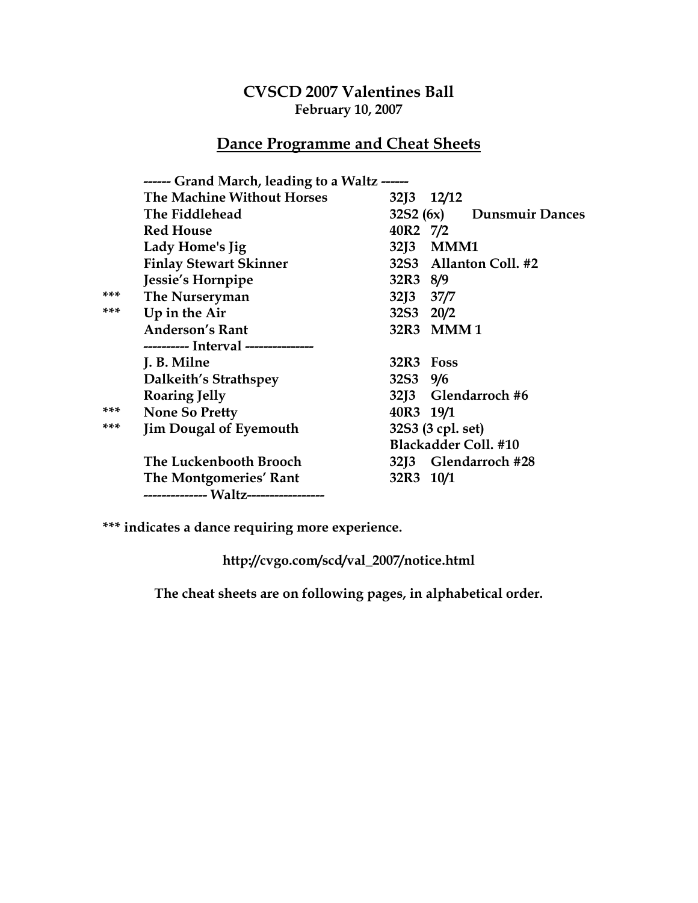# CVSCD 2007 Valentines Ball

**February 10, 2007**

## Dance Programme and Cheat Sheets

| | | |
|---|---|---|
| | ------ Grand March, leading to a Waltz ------ | |
| | The Machine Without Horses | 32J3 12/12 |
| | The Fiddlehead | 32S2 (6x) Dunsmuir Dances |
| | Red House | 40R2 7/2 |
| | Lady Home's Jig | 32J3 MMM1 |
| | Finlay Stewart Skinner | 32S3 Allanton Coll. #2 |
| | Jessie's Hornpipe | 32R3 8/9 |
| *** | The Nurseryman | 32J3 37/7 |
| *** | Up in the Air | 32S3 20/2 |
| | Anderson's Rant | 32R3 MMM 1 |
| | ---------- Interval --------------- | |
| | J. B. Milne | 32R3 Foss |
| | Dalkeith's Strathspey | 32S3 9/6 |
| | Roaring Jelly | 32J3 Glendarroch #6 |
| *** | None So Pretty | 40R3 19/1 |
| *** | Jim Dougal of Eyemouth | 32S3 (3 cpl. set) Blackadder Coll. #10 |
| | The Luckenbooth Brooch | 32J3 Glendarroch #28 |
| | The Montgomeries' Rant | 32R3 10/1 |
| | -------------- Waltz----------------- | |

**\*** indicates a dance requiring more experience.**

**http://cvgo.com/scd/val_2007/notice.html**

**The cheat sheets are on following pages, in alphabetical order.**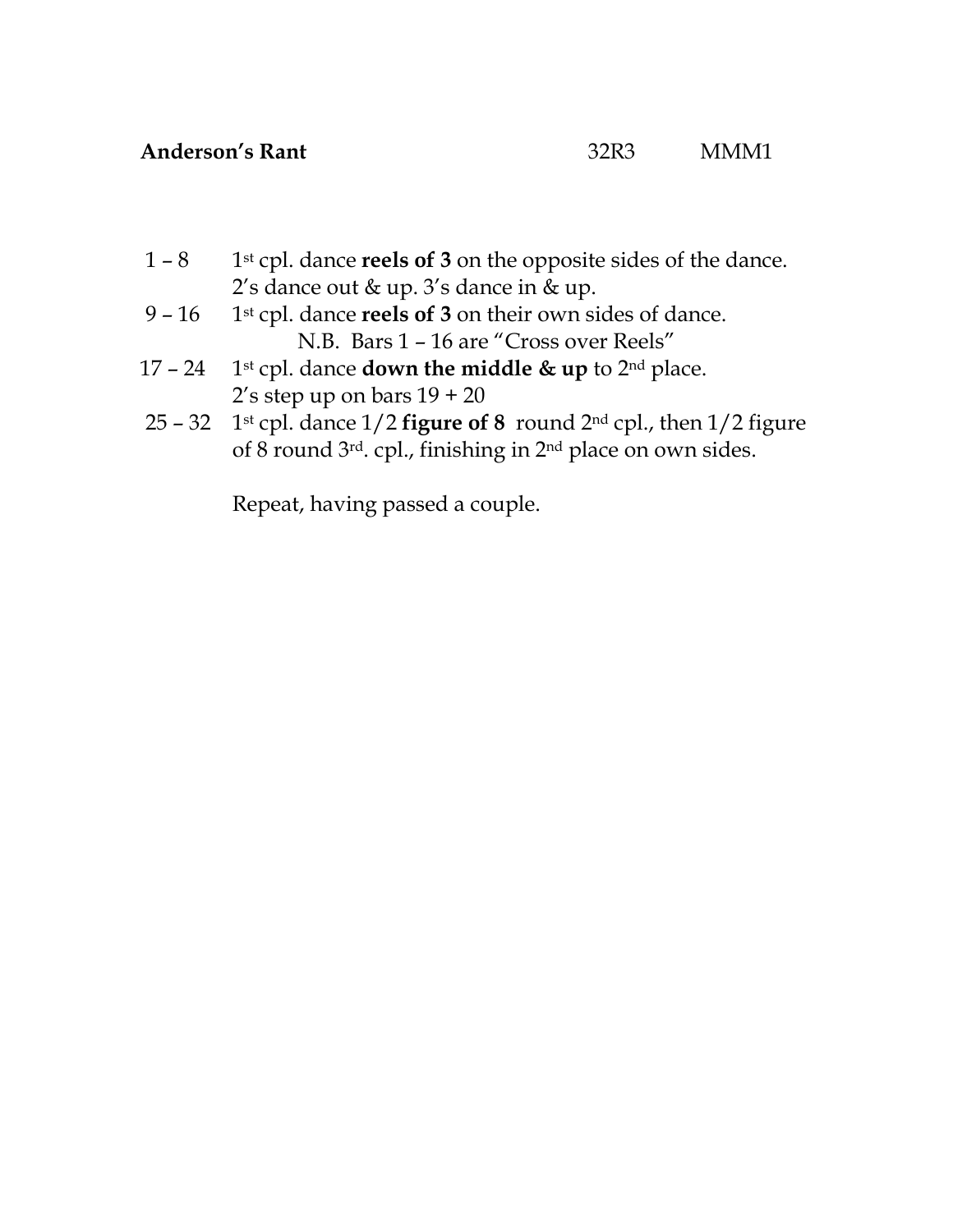**Anderson's Rant** 32R3 MMM1

| | |
|---|---|
| 1 – 8 | 1st cpl. dance **reels of 3** on the opposite sides of the dance. 2's dance out & up. 3's dance in & up. |
| 9 – 16 | 1st cpl. dance **reels of 3** on their own sides of dance. N.B. Bars 1 – 16 are "Cross over Reels" |
| 17 – 24 | 1st cpl. dance **down the middle & up** to 2nd place. 2's step up on bars 19 + 20 |
| 25 – 32 | 1st cpl. dance 1/2 **figure of 8** round 2nd cpl., then 1/2 figure of 8 round 3rd. cpl., finishing in 2nd place on own sides. |

Repeat, having passed a couple.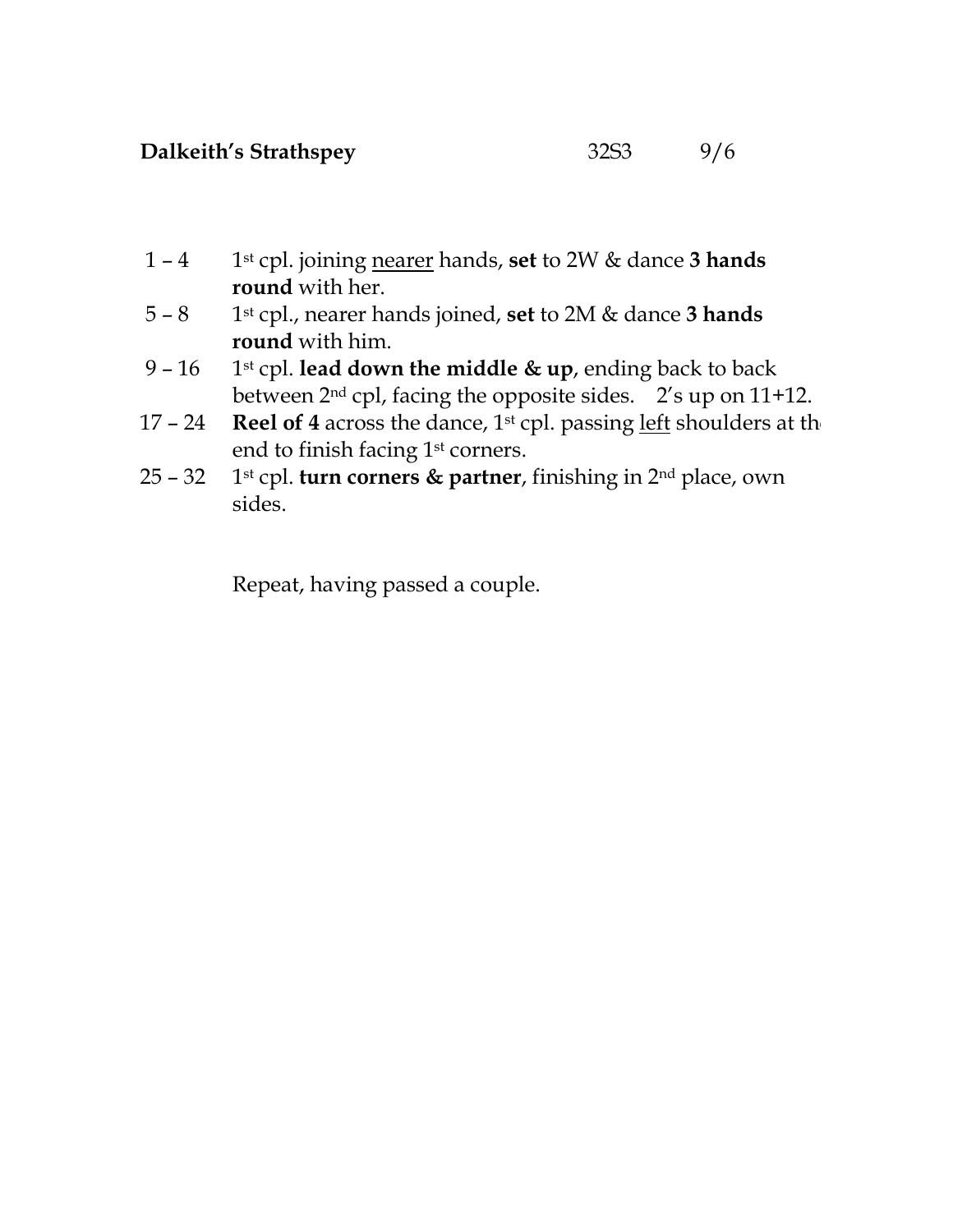**Dalkeith's Strathspey** 32S3 9/6

| | |
|---|---|
| 1 – 4 | 1st cpl. joining nearer hands, **set** to 2W & dance **3 hands round** with her. |
| 5 – 8 | 1st cpl., nearer hands joined, **set** to 2M & dance **3 hands round** with him. |
| 9 – 16 | 1st cpl. **lead down the middle & up**, ending back to back between 2nd cpl, facing the opposite sides. 2's up on 11+12. |
| 17 – 24 | **Reel of 4** across the dance, 1st cpl. passing left shoulders at the end to finish facing 1st corners. |
| 25 – 32 | 1st cpl. **turn corners & partner**, finishing in 2nd place, own sides. |

Repeat, having passed a couple.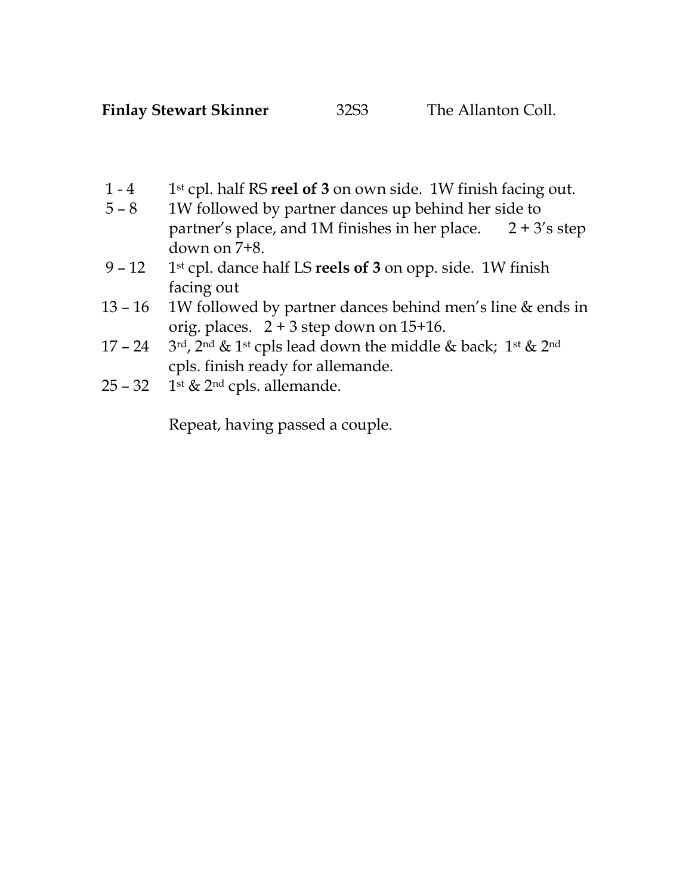**Finlay Stewart Skinner** 32S3 The Allanton Coll.

| | |
|---|---|
| 1 - 4 | 1st cpl. half RS **reel of 3** on own side. 1W finish facing out. |
| 5 – 8 | 1W followed by partner dances up behind her side to partner's place, and 1M finishes in her place. 2 + 3's step down on 7+8. |
| 9 – 12 | 1st cpl. dance half LS **reels of 3** on opp. side. 1W finish facing out |
| 13 – 16 | 1W followed by partner dances behind men's line & ends in orig. places. 2 + 3 step down on 15+16. |
| 17 – 24 | 3rd, 2nd & 1st cpls lead down the middle & back; 1st & 2nd cpls. finish ready for allemande. |
| 25 – 32 | 1st & 2nd cpls. allemande. |

Repeat, having passed a couple.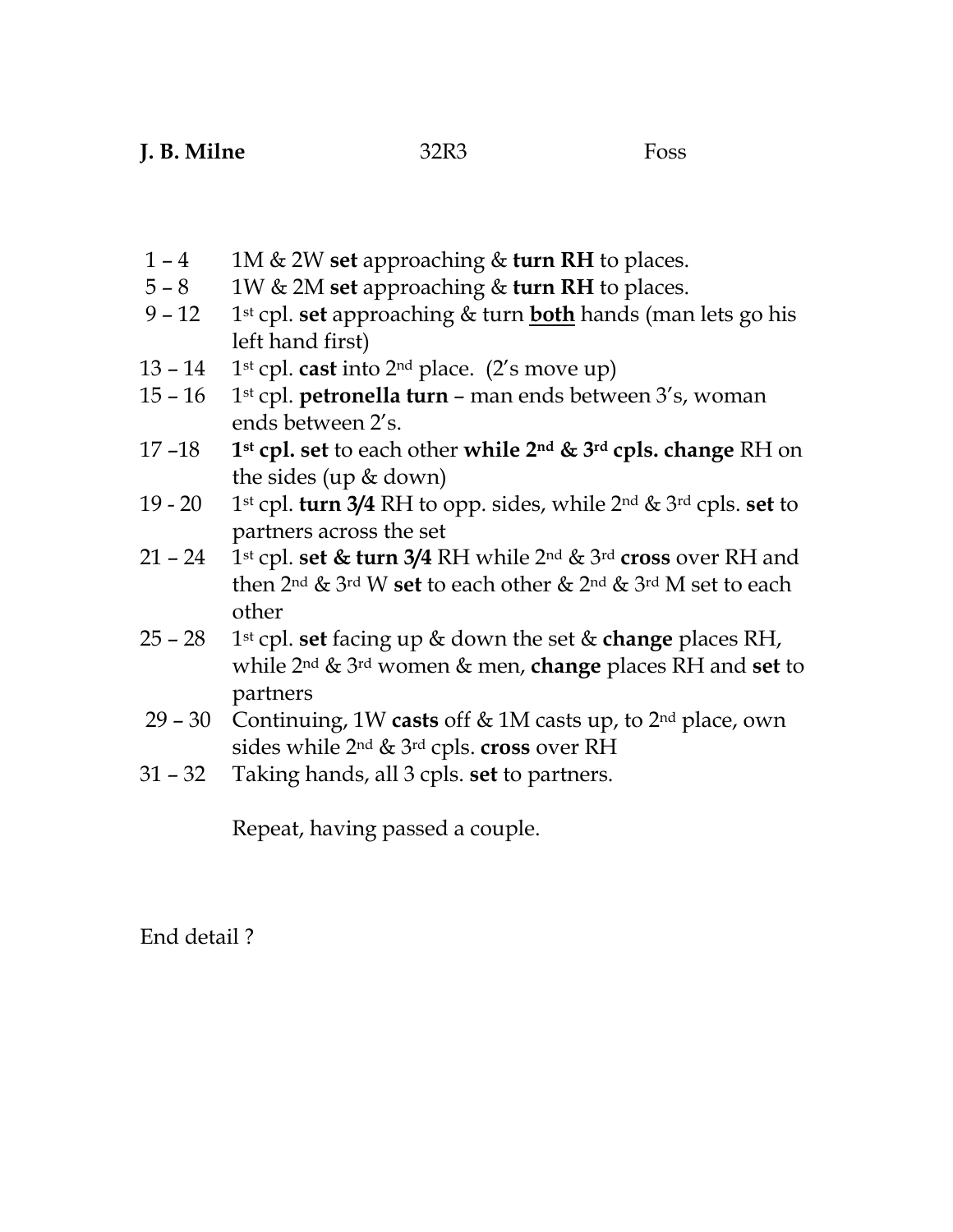**J. B. Milne** 32R3 Foss

| | |
|---|---|
| 1 – 4 | 1M & 2W **set** approaching & **turn RH** to places. |
| 5 – 8 | 1W & 2M **set** approaching & **turn RH** to places. |
| 9 – 12 | 1st cpl. **set** approaching & turn **both** hands (man lets go his left hand first) |
| 13 – 14 | 1st cpl. **cast** into 2nd place. (2's move up) |
| 15 – 16 | 1st cpl. **petronella turn** – man ends between 3's, woman ends between 2's. |
| 17 –18 | **1st cpl. set** to each other **while 2nd & 3rd cpls. change** RH on the sides (up & down) |
| 19 - 20 | 1st cpl. **turn 3/4** RH to opp. sides, while 2nd & 3rd cpls. **set** to partners across the set |
| 21 – 24 | 1st cpl. **set & turn 3/4** RH while 2nd & 3rd **cross** over RH and then 2nd & 3rd W **set** to each other & 2nd & 3rd M set to each other |
| 25 – 28 | 1st cpl. **set** facing up & down the set & **change** places RH, while 2nd & 3rd women & men, **change** places RH and **set** to partners |
| 29 – 30 | Continuing, 1W **casts** off & 1M casts up, to 2nd place, own sides while 2nd & 3rd cpls. **cross** over RH |
| 31 – 32 | Taking hands, all 3 cpls. **set** to partners. |

Repeat, having passed a couple.

End detail ?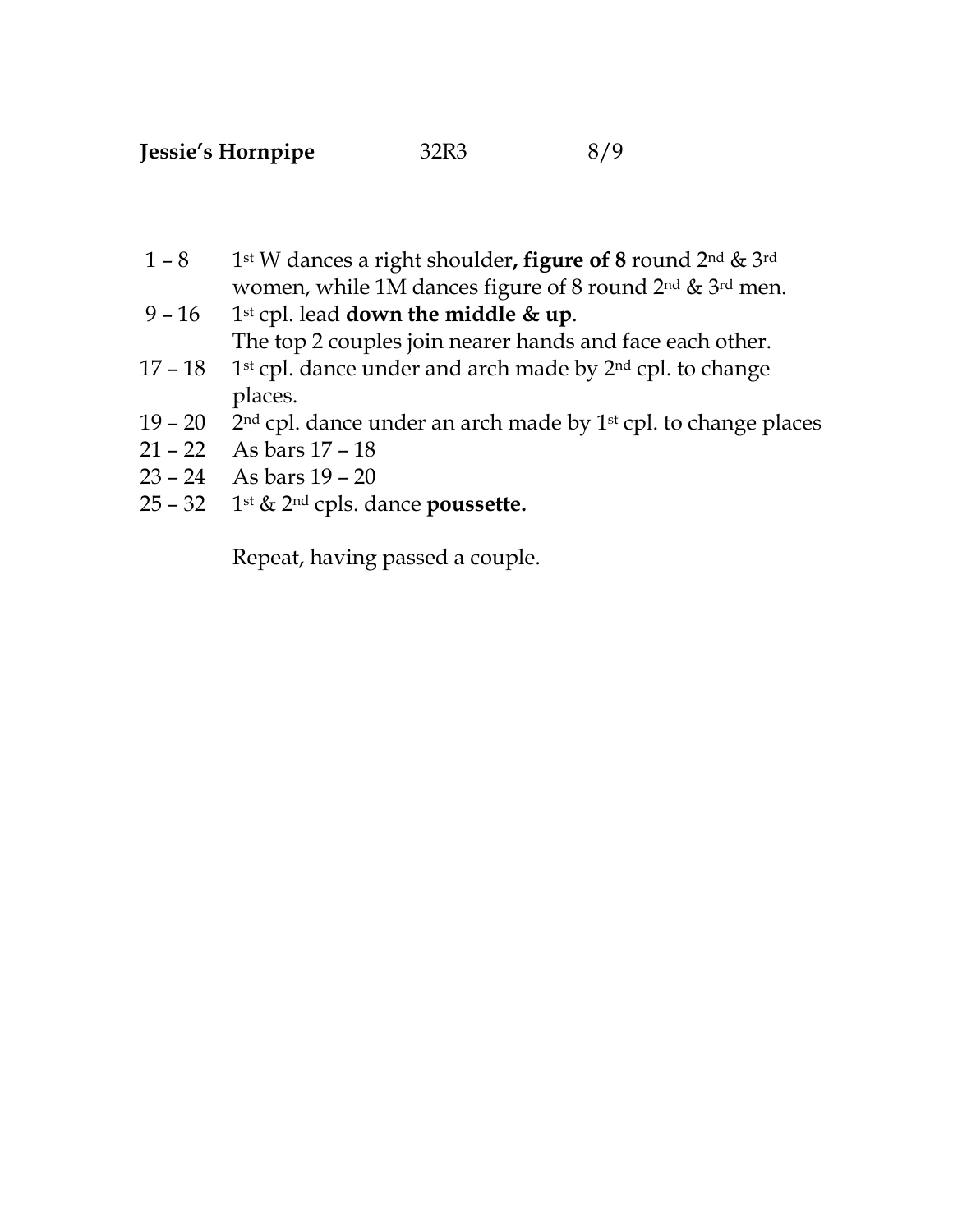**Jessie's Hornpipe** 32R3 8/9

| | |
|---|---|
| 1 – 8 | 1st W dances a right shoulder**, figure of 8** round 2nd & 3rd women, while 1M dances figure of 8 round 2nd & 3rd men. |
| 9 – 16 | 1st cpl. lead **down the middle & up**. The top 2 couples join nearer hands and face each other. |
| 17 – 18 | 1st cpl. dance under and arch made by 2nd cpl. to change places. |
| 19 – 20 | 2nd cpl. dance under an arch made by 1st cpl. to change places |
| 21 – 22 | As bars 17 – 18 |
| 23 – 24 | As bars 19 – 20 |
| 25 – 32 | 1st & 2nd cpls. dance **poussette.** |

Repeat, having passed a couple.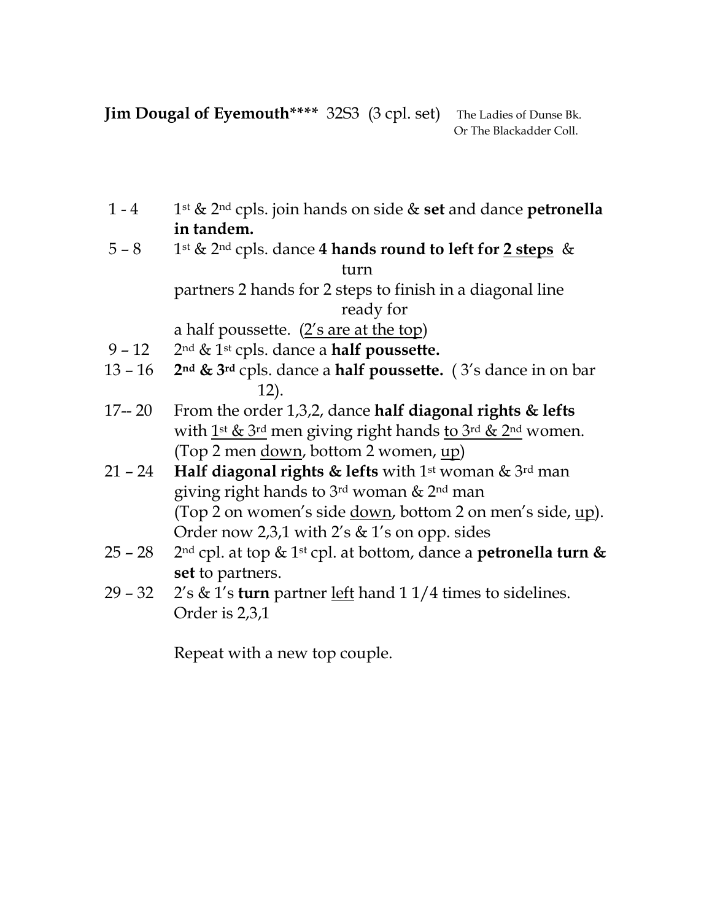**Jim Dougal of Eyemouth\*\*\*\*** 32S3 (3 cpl. set) The Ladies of Dunse Bk. Or The Blackadder Coll.

| | |
|---|---|
| 1 - 4 | 1st & 2nd cpls. join hands on side & **set** and dance **petronella in tandem.** |
| 5 – 8 | 1st & 2nd cpls. dance **4 hands round to left for <u>2 steps</u>** & turn partners 2 hands for 2 steps to finish in a diagonal line ready for a half poussette. (<u>2's are at the top</u>) |
| 9 – 12 | 2nd & 1st cpls. dance a **half poussette.** |
| 13 – 16 | **2nd & 3rd** cpls. dance a **half poussette.** ( 3's dance in on bar 12). |
| 17-- 20 | From the order 1,3,2, dance **half diagonal rights & lefts** with <u>1st & 3rd</u> men giving right hands <u>to 3rd & 2nd</u> women. (Top 2 men <u>down</u>, bottom 2 women, <u>up</u>) |
| 21 – 24 | **Half diagonal rights & lefts** with 1st woman & 3rd man giving right hands to 3rd woman & 2nd man (Top 2 on women's side <u>down</u>, bottom 2 on men's side, <u>up</u>). Order now 2,3,1 with 2's & 1's on opp. sides |
| 25 – 28 | 2nd cpl. at top & 1st cpl. at bottom, dance a **petronella turn & set** to partners. |
| 29 – 32 | 2's & 1's **turn** partner <u>left</u> hand 1 1/4 times to sidelines. Order is 2,3,1 |

Repeat with a new top couple.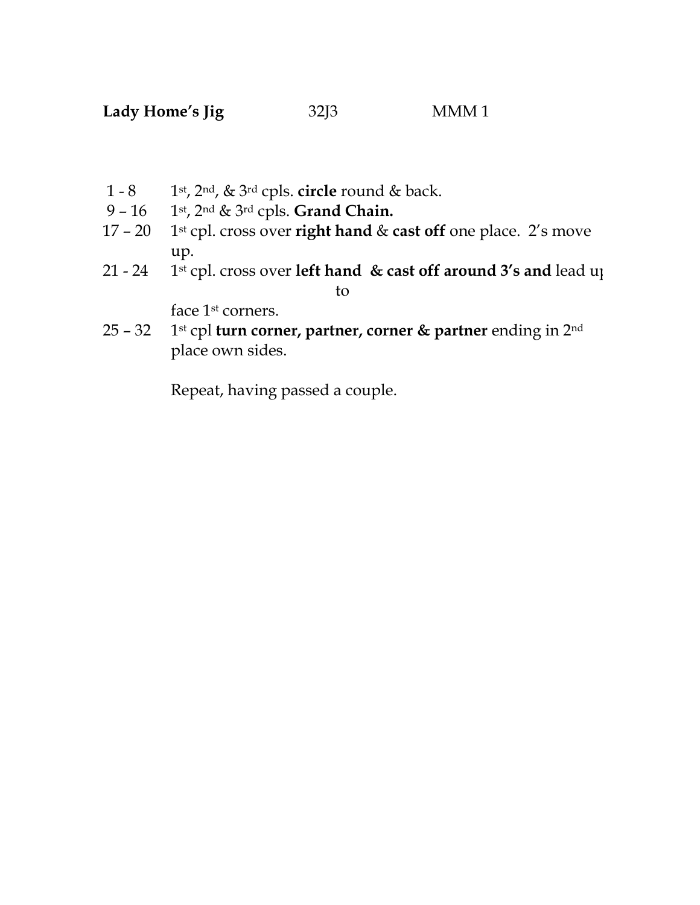**Lady Home's Jig** 32J3 MMM 1

| | |
|---|---|
| 1 - 8 | 1st, 2nd, & 3rd cpls. **circle** round & back. |
| 9 – 16 | 1st, 2nd & 3rd cpls. **Grand Chain.** |
| 17 – 20 | 1st cpl. cross over **right hand** & **cast off** one place. 2's move up. |
| 21 - 24 | 1st cpl. cross over **left hand & cast off around 3's and** lead up to face 1st corners. |
| 25 – 32 | 1st cpl **turn corner, partner, corner & partner** ending in 2nd place own sides. |

Repeat, having passed a couple.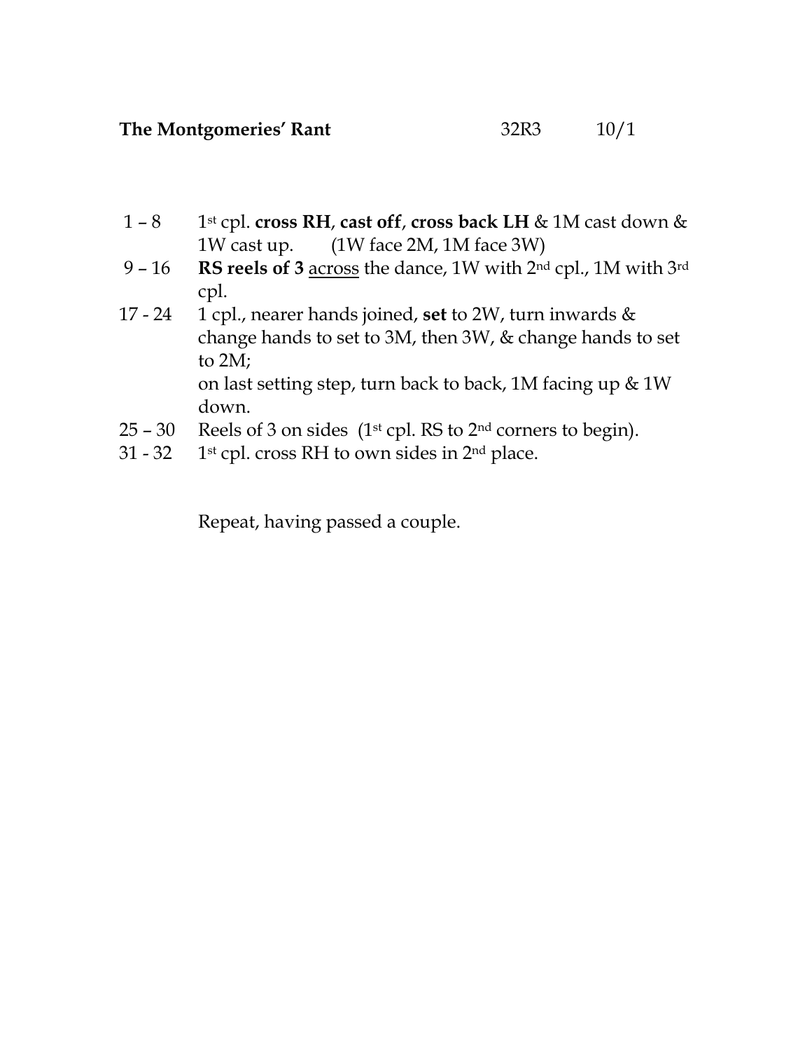**The Montgomeries' Rant** 32R3 10/1

| | |
|---|---|
| 1 – 8 | 1st cpl. **cross RH**, **cast off**, **cross back LH** & 1M cast down & 1W cast up. (1W face 2M, 1M face 3W) |
| 9 – 16 | **RS reels of 3** across the dance, 1W with 2nd cpl., 1M with 3rd cpl. |
| 17 - 24 | 1 cpl., nearer hands joined, **set** to 2W, turn inwards & change hands to set to 3M, then 3W, & change hands to set to 2M; on last setting step, turn back to back, 1M facing up & 1W down. |
| 25 – 30 | Reels of 3 on sides (1st cpl. RS to 2nd corners to begin). |
| 31 - 32 | 1st cpl. cross RH to own sides in 2nd place. |

Repeat, having passed a couple.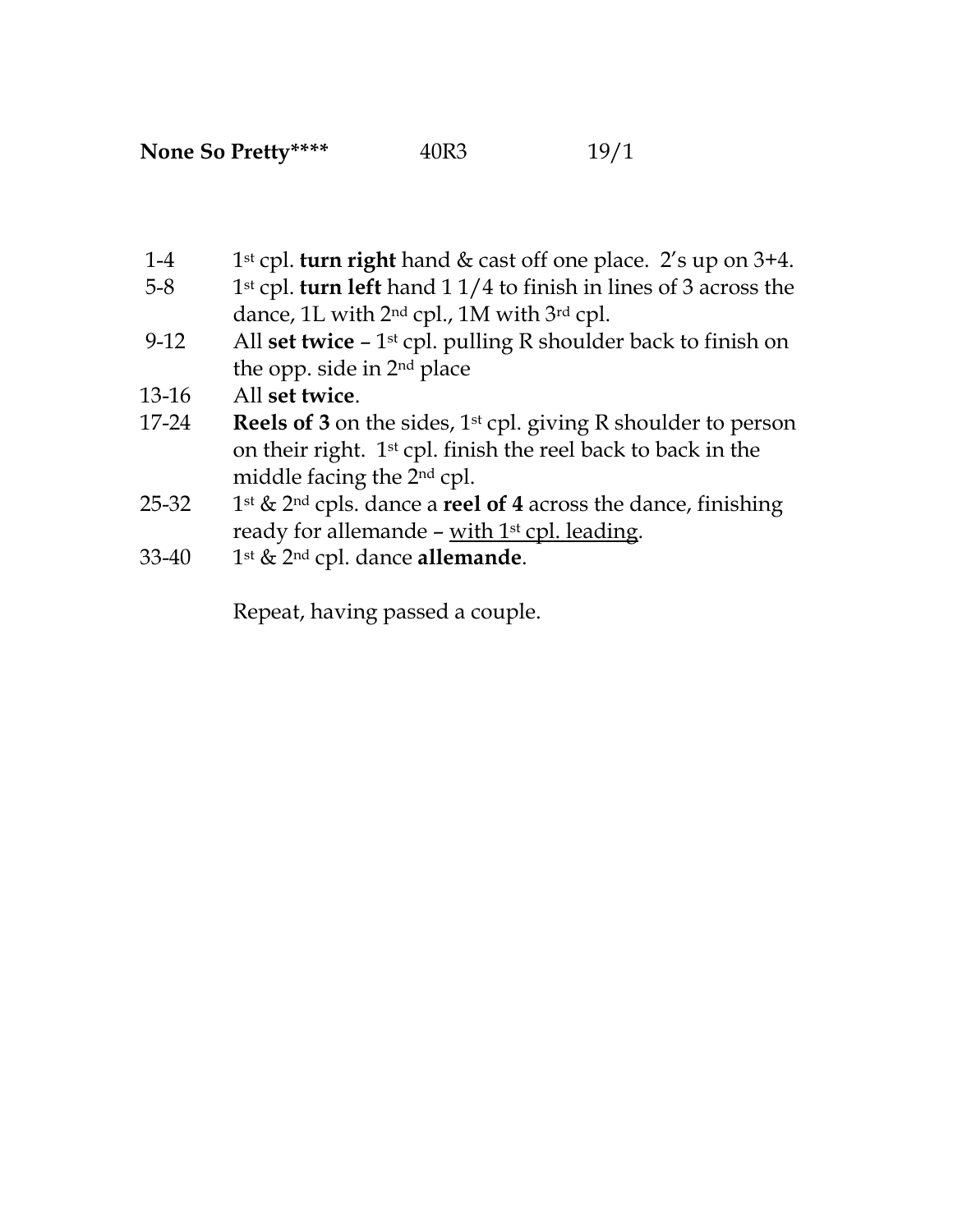**None So Pretty****    40R3    19/1**

| | |
|---|---|
| 1-4 | 1st cpl. **turn right** hand & cast off one place. 2's up on 3+4. |
| 5-8 | 1st cpl. **turn left** hand 1 1/4 to finish in lines of 3 across the dance, 1L with 2nd cpl., 1M with 3rd cpl. |
| 9-12 | All **set twice** – 1st cpl. pulling R shoulder back to finish on the opp. side in 2nd place |
| 13-16 | All **set twice**. |
| 17-24 | **Reels of 3** on the sides, 1st cpl. giving R shoulder to person on their right. 1st cpl. finish the reel back to back in the middle facing the 2nd cpl. |
| 25-32 | 1st & 2nd cpls. dance a **reel of 4** across the dance, finishing ready for allemande – <u>with 1st cpl. leading</u>. |
| 33-40 | 1st & 2nd cpl. dance **allemande**. |

Repeat, having passed a couple.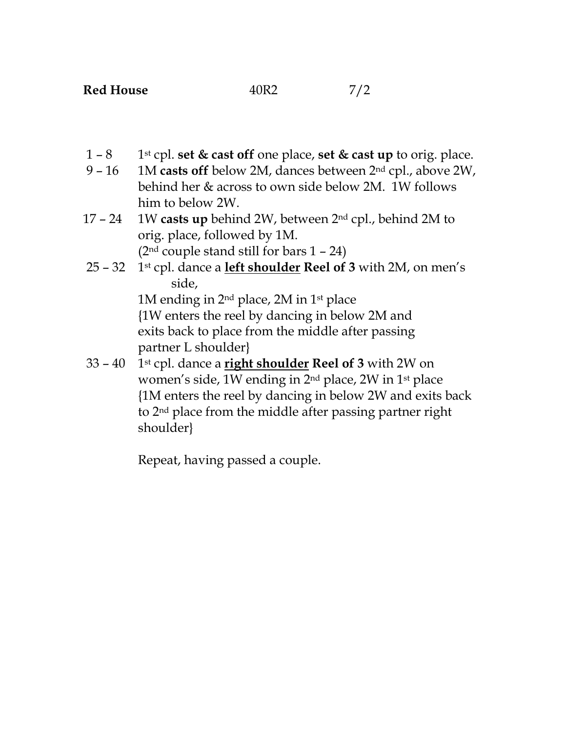**Red House** 40R2 7/2

| | |
|---|---|
| 1 – 8 | 1st cpl. **set & cast off** one place, **set & cast up** to orig. place. |
| 9 – 16 | 1M **casts off** below 2M, dances between 2nd cpl., above 2W, behind her & across to own side below 2M. 1W follows him to below 2W. |
| 17 – 24 | 1W **casts up** behind 2W, between 2nd cpl., behind 2M to orig. place, followed by 1M. (2nd couple stand still for bars 1 – 24) |
| 25 – 32 | 1st cpl. dance a **<u>left shoulder</u> Reel of 3** with 2M, on men's side, 1M ending in 2nd place, 2M in 1st place {1W enters the reel by dancing in below 2M and exits back to place from the middle after passing partner L shoulder} |
| 33 – 40 | 1st cpl. dance a **<u>right shoulder</u> Reel of 3** with 2W on women's side, 1W ending in 2nd place, 2W in 1st place {1M enters the reel by dancing in below 2W and exits back to 2nd place from the middle after passing partner right shoulder} |
| | Repeat, having passed a couple. |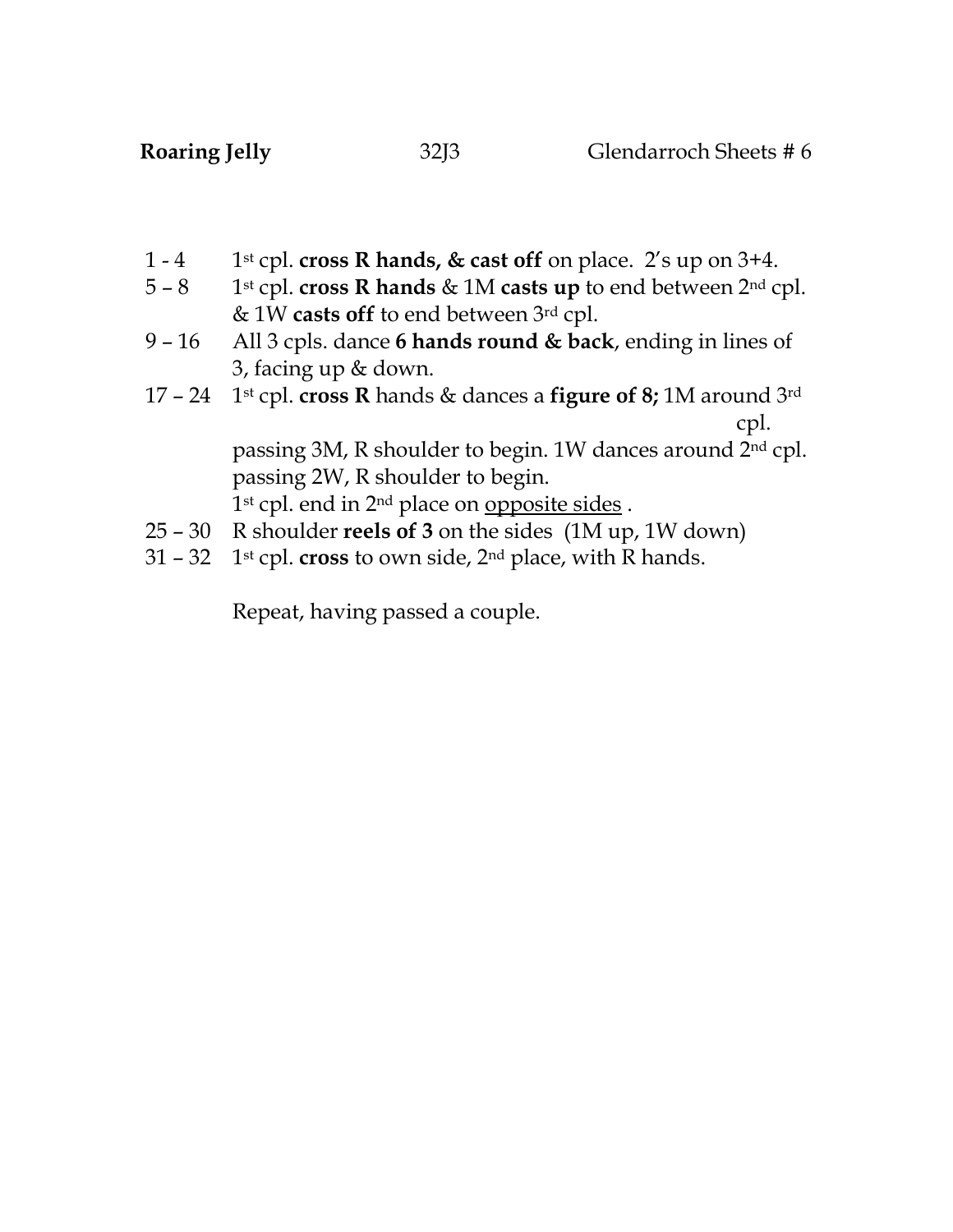**Roaring Jelly** 32J3 Glendarroch Sheets # 6

| | |
|---|---|
| 1 - 4 | 1st cpl. **cross R hands, & cast off** on place. 2's up on 3+4. |
| 5 – 8 | 1st cpl. **cross R hands** & 1M **casts up** to end between 2nd cpl. & 1W **casts off** to end between 3rd cpl. |
| 9 – 16 | All 3 cpls. dance **6 hands round & back**, ending in lines of 3, facing up & down. |
| 17 – 24 | 1st cpl. **cross R** hands & dances a **figure of 8;** 1M around 3rd cpl. passing 3M, R shoulder to begin. 1W dances around 2nd cpl. passing 2W, R shoulder to begin. 1st cpl. end in 2nd place on <u>opposite sides</u> . |
| 25 – 30 | R shoulder **reels of 3** on the sides (1M up, 1W down) |
| 31 – 32 | 1st cpl. **cross** to own side, 2nd place, with R hands. |

Repeat, having passed a couple.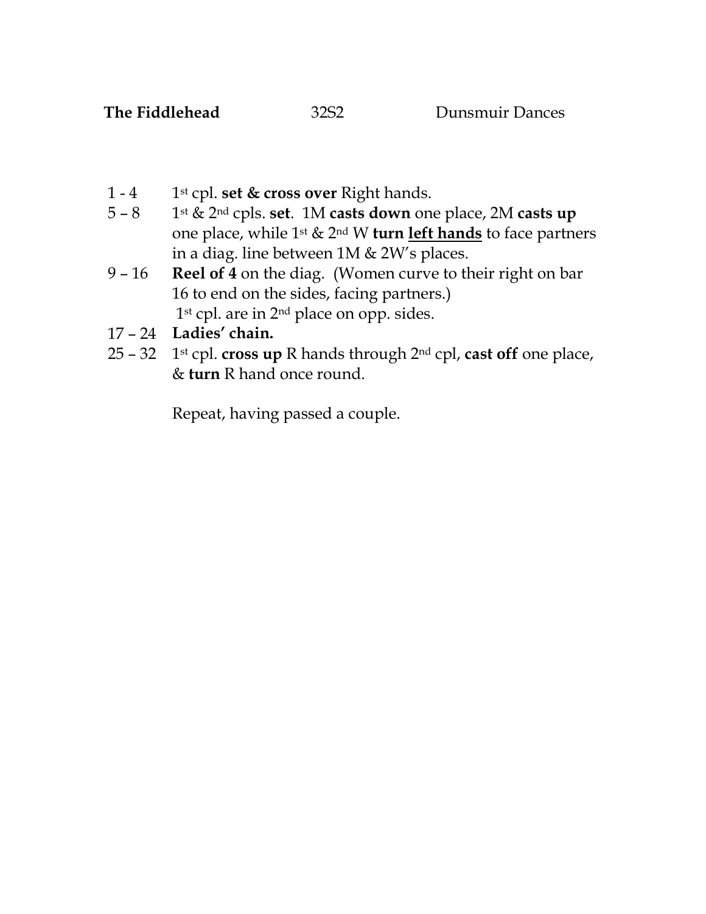**The Fiddlehead** 32S2 Dunsmuir Dances

| | |
|---|---|
| 1 - 4 | 1st cpl. **set & cross over** Right hands. |
| 5 – 8 | 1st & 2nd cpls. **set**. 1M **casts down** one place, 2M **casts up** one place, while 1st & 2nd W **turn left hands** to face partners in a diag. line between 1M & 2W's places. |
| 9 – 16 | **Reel of 4** on the diag. (Women curve to their right on bar 16 to end on the sides, facing partners.) 1st cpl. are in 2nd place on opp. sides. |
| 17 – 24 | **Ladies' chain.** |
| 25 – 32 | 1st cpl. **cross up** R hands through 2nd cpl, **cast off** one place, & **turn** R hand once round. |

Repeat, having passed a couple.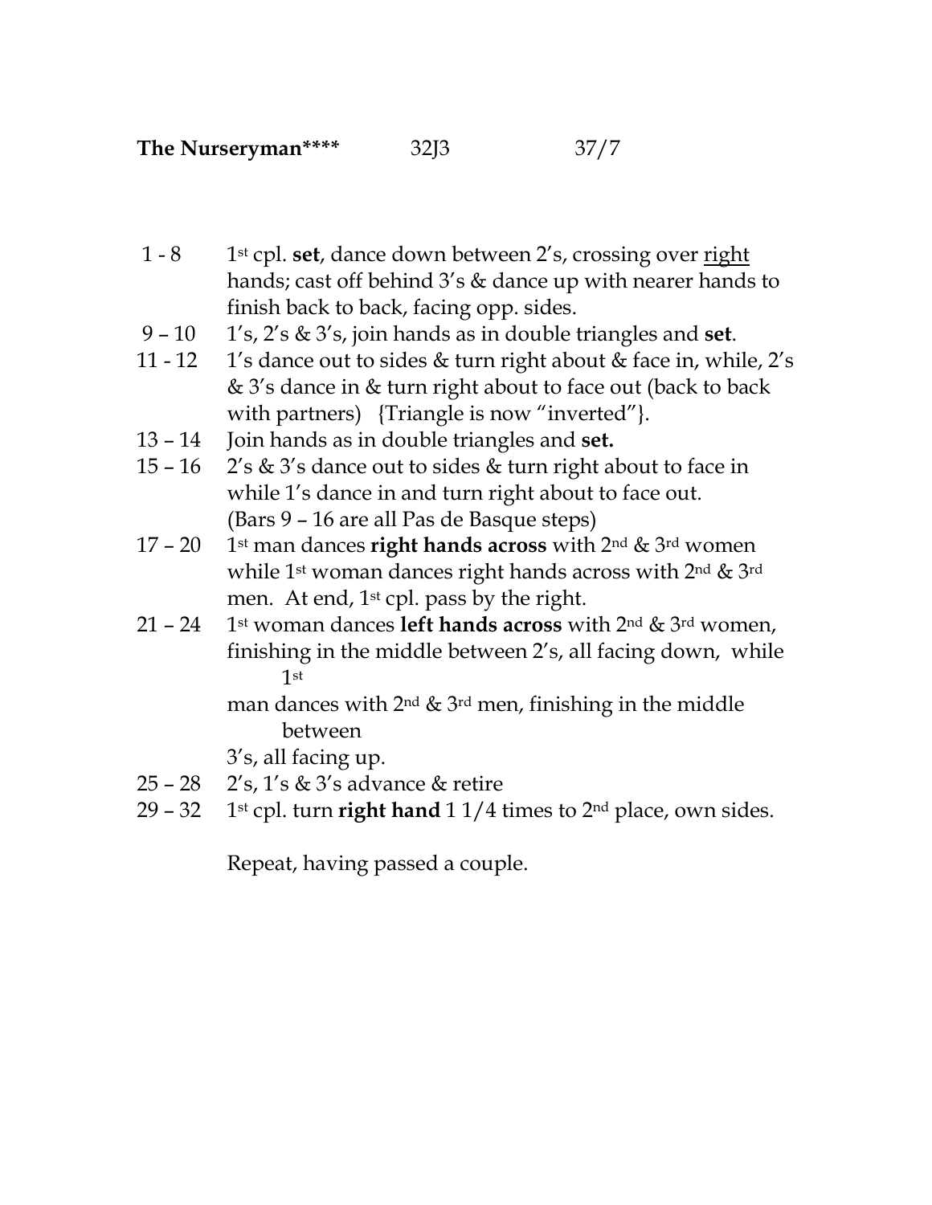**The Nurseryman****        32J3        37/7

| | |
|---|---|
| 1 - 8 | 1st cpl. **set**, dance down between 2's, crossing over <u>right</u> hands; cast off behind 3's & dance up with nearer hands to finish back to back, facing opp. sides. |
| 9 – 10 | 1's, 2's & 3's, join hands as in double triangles and **set**. |
| 11 - 12 | 1's dance out to sides & turn right about & face in, while, 2's & 3's dance in & turn right about to face out (back to back with partners) {Triangle is now "inverted"}. |
| 13 – 14 | Join hands as in double triangles and **set.** |
| 15 – 16 | 2's & 3's dance out to sides & turn right about to face in while 1's dance in and turn right about to face out. (Bars 9 – 16 are all Pas de Basque steps) |
| 17 – 20 | 1st man dances **right hands across** with 2nd & 3rd women while 1st woman dances right hands across with 2nd & 3rd men. At end, 1st cpl. pass by the right. |
| 21 – 24 | 1st woman dances **left hands across** with 2nd & 3rd women, finishing in the middle between 2's, all facing down, while 1st man dances with 2nd & 3rd men, finishing in the middle between 3's, all facing up. |
| 25 – 28 | 2's, 1's & 3's advance & retire |
| 29 – 32 | 1st cpl. turn **right hand** 1 1/4 times to 2nd place, own sides. |

Repeat, having passed a couple.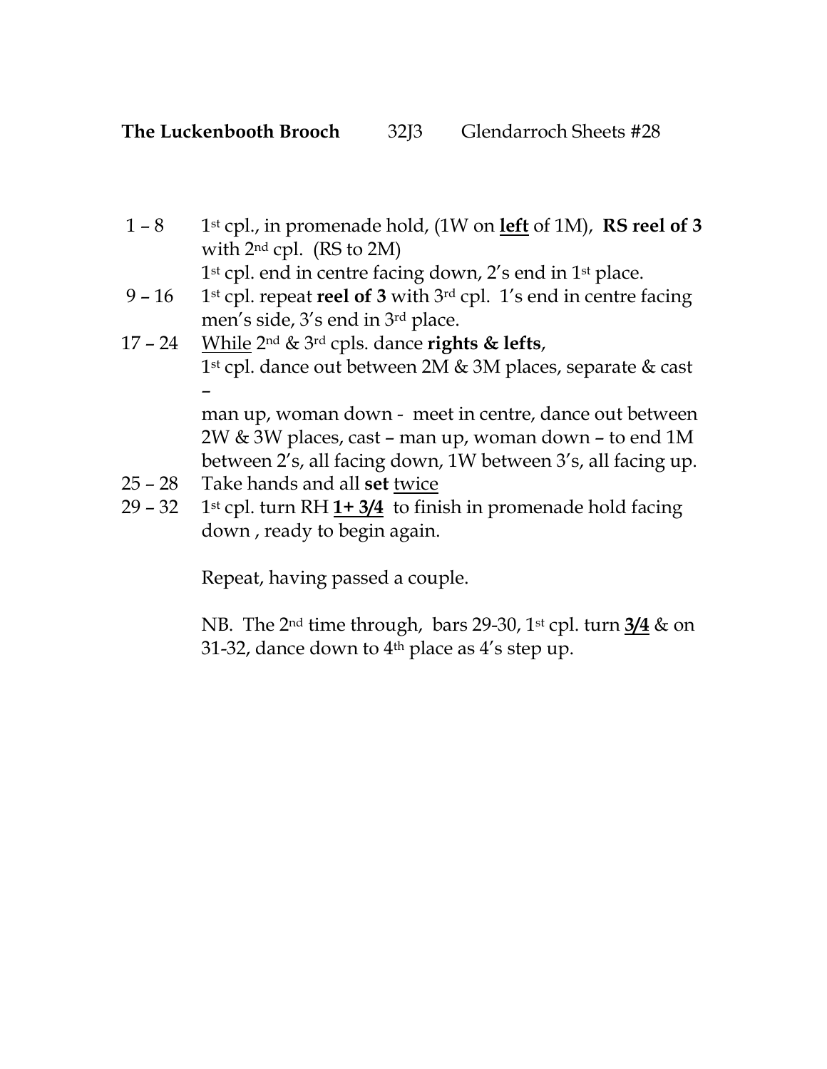**The Luckenbooth Brooch** 32J3 Glendarroch Sheets #28

| | |
|---|---|
| 1 – 8 | 1st cpl., in promenade hold, (1W on **left** of 1M), **RS reel of 3** with 2nd cpl. (RS to 2M) 1st cpl. end in centre facing down, 2's end in 1st place. |
| 9 – 16 | 1st cpl. repeat **reel of 3** with 3rd cpl. 1's end in centre facing men's side, 3's end in 3rd place. |
| 17 – 24 | While 2nd & 3rd cpls. dance **rights & lefts**, 1st cpl. dance out between 2M & 3M places, separate & cast – man up, woman down - meet in centre, dance out between 2W & 3W places, cast – man up, woman down – to end 1M between 2's, all facing down, 1W between 3's, all facing up. |
| 25 – 28 | Take hands and all **set** twice |
| 29 – 32 | 1st cpl. turn RH **1+ 3/4** to finish in promenade hold facing down , ready to begin again. |

Repeat, having passed a couple.

NB. The 2nd time through, bars 29-30, 1st cpl. turn **3/4** & on 31-32, dance down to 4th place as 4's step up.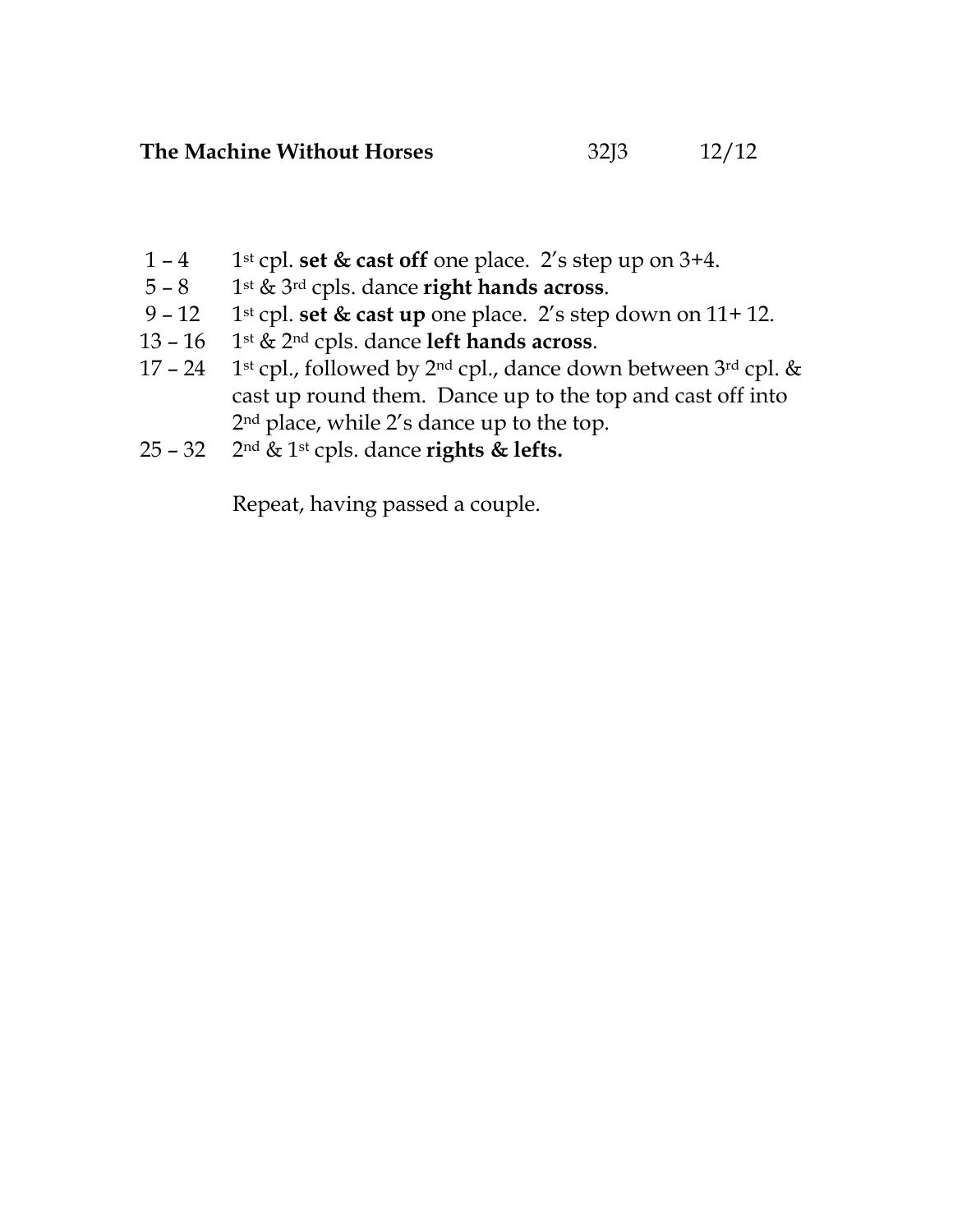**The Machine Without Horses** 32J3 12/12

| | |
|---|---|
| 1 – 4 | 1st cpl. **set & cast off** one place. 2's step up on 3+4. |
| 5 – 8 | 1st & 3rd cpls. dance **right hands across**. |
| 9 – 12 | 1st cpl. **set & cast up** one place. 2's step down on 11+ 12. |
| 13 – 16 | 1st & 2nd cpls. dance **left hands across**. |
| 17 – 24 | 1st cpl., followed by 2nd cpl., dance down between 3rd cpl. & cast up round them. Dance up to the top and cast off into 2nd place, while 2's dance up to the top. |
| 25 – 32 | 2nd & 1st cpls. dance **rights & lefts.** |

Repeat, having passed a couple.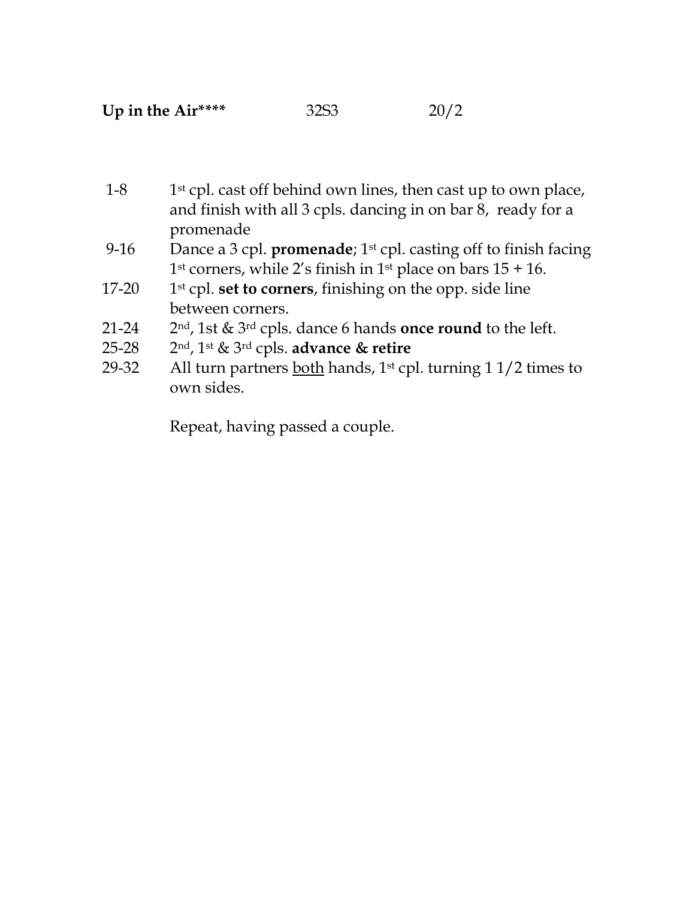**Up in the Air\*\*\*\*** 32S3 20/2

| | |
|---|---|
| 1-8 | 1st cpl. cast off behind own lines, then cast up to own place, and finish with all 3 cpls. dancing in on bar 8, ready for a promenade |
| 9-16 | Dance a 3 cpl. **promenade**; 1st cpl. casting off to finish facing 1st corners, while 2's finish in 1st place on bars 15 + 16. |
| 17-20 | 1st cpl. **set to corners**, finishing on the opp. side line between corners. |
| 21-24 | 2nd, 1st & 3rd cpls. dance 6 hands **once round** to the left. |
| 25-28 | 2nd, 1st & 3rd cpls. **advance & retire** |
| 29-32 | All turn partners <u>both</u> hands, 1st cpl. turning 1 1/2 times to own sides. |

Repeat, having passed a couple.